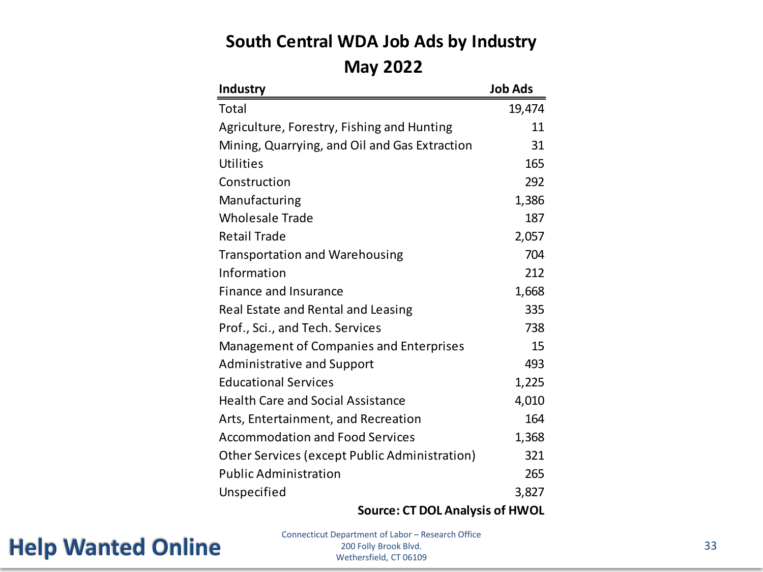# South Central WDA Job Ads by Industry

## May 2022

| Industry | Job Ads |
| --- | --- |
| Total | 19,474 |
| Agriculture, Forestry, Fishing and Hunting | 11 |
| Mining, Quarrying, and Oil and Gas Extraction | 31 |
| Utilities | 165 |
| Construction | 292 |
| Manufacturing | 1,386 |
| Wholesale Trade | 187 |
| Retail Trade | 2,057 |
| Transportation and Warehousing | 704 |
| Information | 212 |
| Finance and Insurance | 1,668 |
| Real Estate and Rental and Leasing | 335 |
| Prof., Sci., and Tech. Services | 738 |
| Management of Companies and Enterprises | 15 |
| Administrative and Support | 493 |
| Educational Services | 1,225 |
| Health Care and Social Assistance | 4,010 |
| Arts, Entertainment, and Recreation | 164 |
| Accommodation and Food Services | 1,368 |
| Other Services (except Public Administration) | 321 |
| Public Administration | 265 |
| Unspecified | 3,827 |

**Source: CT DOL Analysis of HWOL**

**Help Wanted Online**

Connecticut Department of Labor – Research Office
200 Folly Brook Blvd.
Wethersfield, CT 06109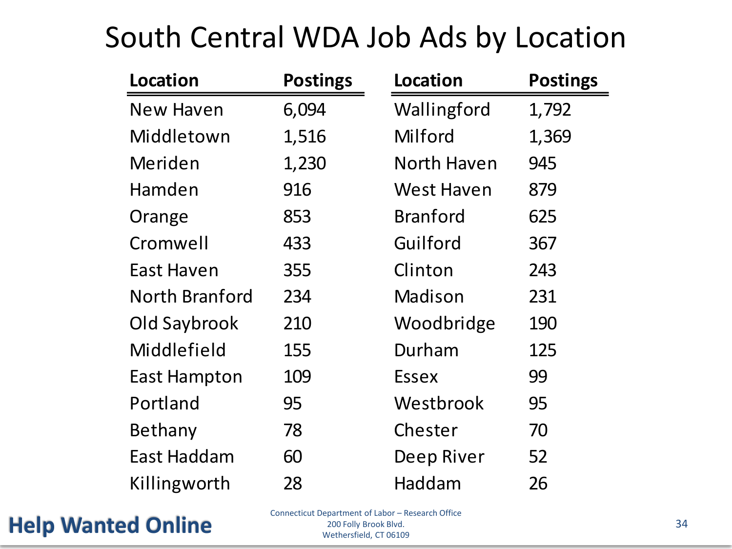# South Central WDA Job Ads by Location

| Location | Postings | Location | Postings |
|---|---|---|---|
| New Haven | 6,094 | Wallingford | 1,792 |
| Middletown | 1,516 | Milford | 1,369 |
| Meriden | 1,230 | North Haven | 945 |
| Hamden | 916 | West Haven | 879 |
| Orange | 853 | Branford | 625 |
| Cromwell | 433 | Guilford | 367 |
| East Haven | 355 | Clinton | 243 |
| North Branford | 234 | Madison | 231 |
| Old Saybrook | 210 | Woodbridge | 190 |
| Middlefield | 155 | Durham | 125 |
| East Hampton | 109 | Essex | 99 |
| Portland | 95 | Westbrook | 95 |
| Bethany | 78 | Chester | 70 |
| East Haddam | 60 | Deep River | 52 |
| Killingworth | 28 | Haddam | 26 |

**Help Wanted Online**

Connecticut Department of Labor – Research Office
200 Folly Brook Blvd.
Wethersfield, CT 06109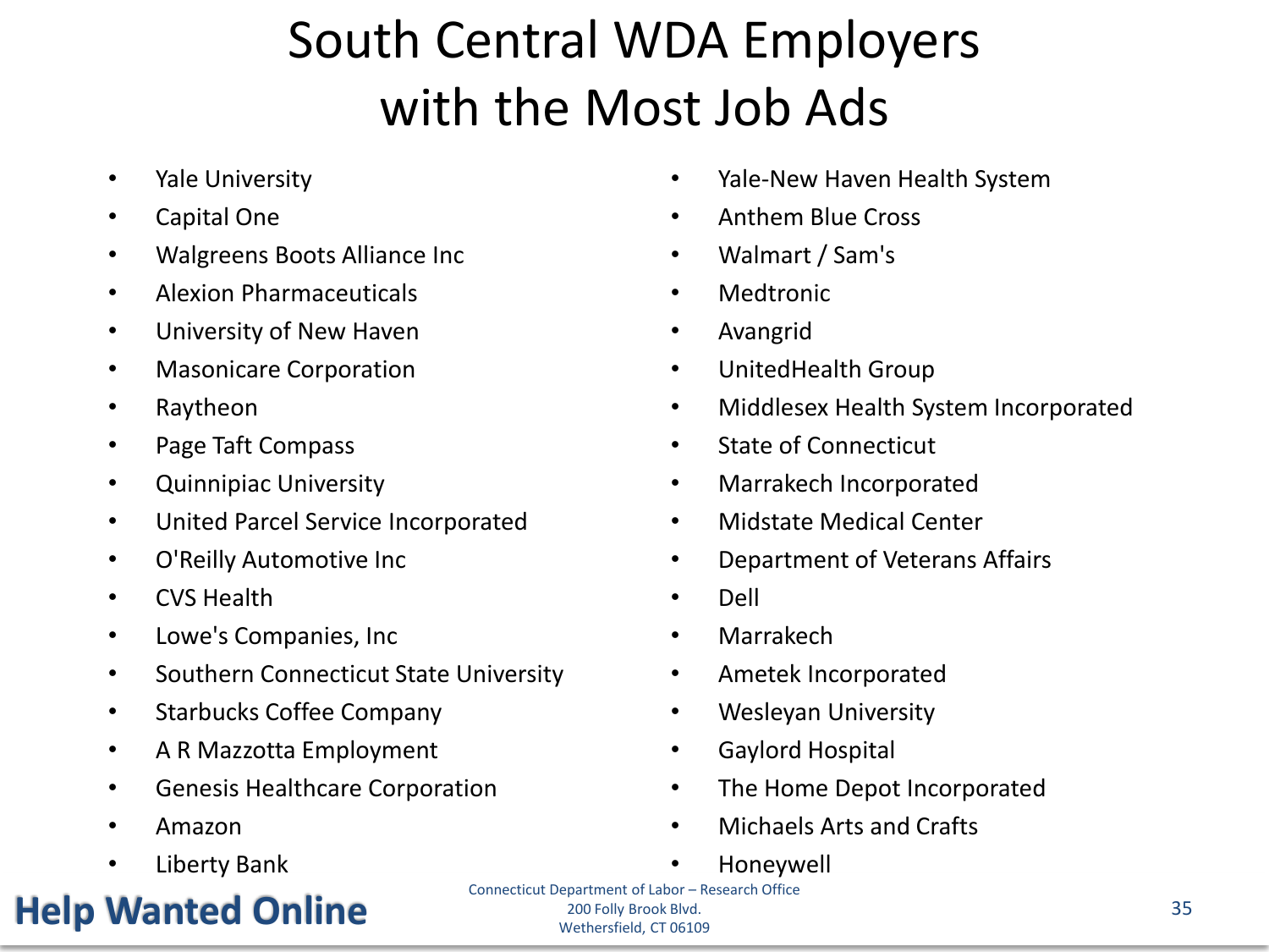# South Central WDA Employers with the Most Job Ads

- Yale University
- Capital One
- Walgreens Boots Alliance Inc
- Alexion Pharmaceuticals
- University of New Haven
- Masonicare Corporation
- Raytheon
- Page Taft Compass
- Quinnipiac University
- United Parcel Service Incorporated
- O'Reilly Automotive Inc
- CVS Health
- Lowe's Companies, Inc
- Southern Connecticut State University
- Starbucks Coffee Company
- A R Mazzotta Employment
- Genesis Healthcare Corporation
- Amazon
- Liberty Bank
- Yale-New Haven Health System
- Anthem Blue Cross
- Walmart / Sam's
- Medtronic
- Avangrid
- UnitedHealth Group
- Middlesex Health System Incorporated
- State of Connecticut
- Marrakech Incorporated
- Midstate Medical Center
- Department of Veterans Affairs
- Dell
- Marrakech
- Ametek Incorporated
- Wesleyan University
- Gaylord Hospital
- The Home Depot Incorporated
- Michaels Arts and Crafts
- Honeywell

Help Wanted Online

Connecticut Department of Labor – Research Office
200 Folly Brook Blvd.
Wethersfield, CT 06109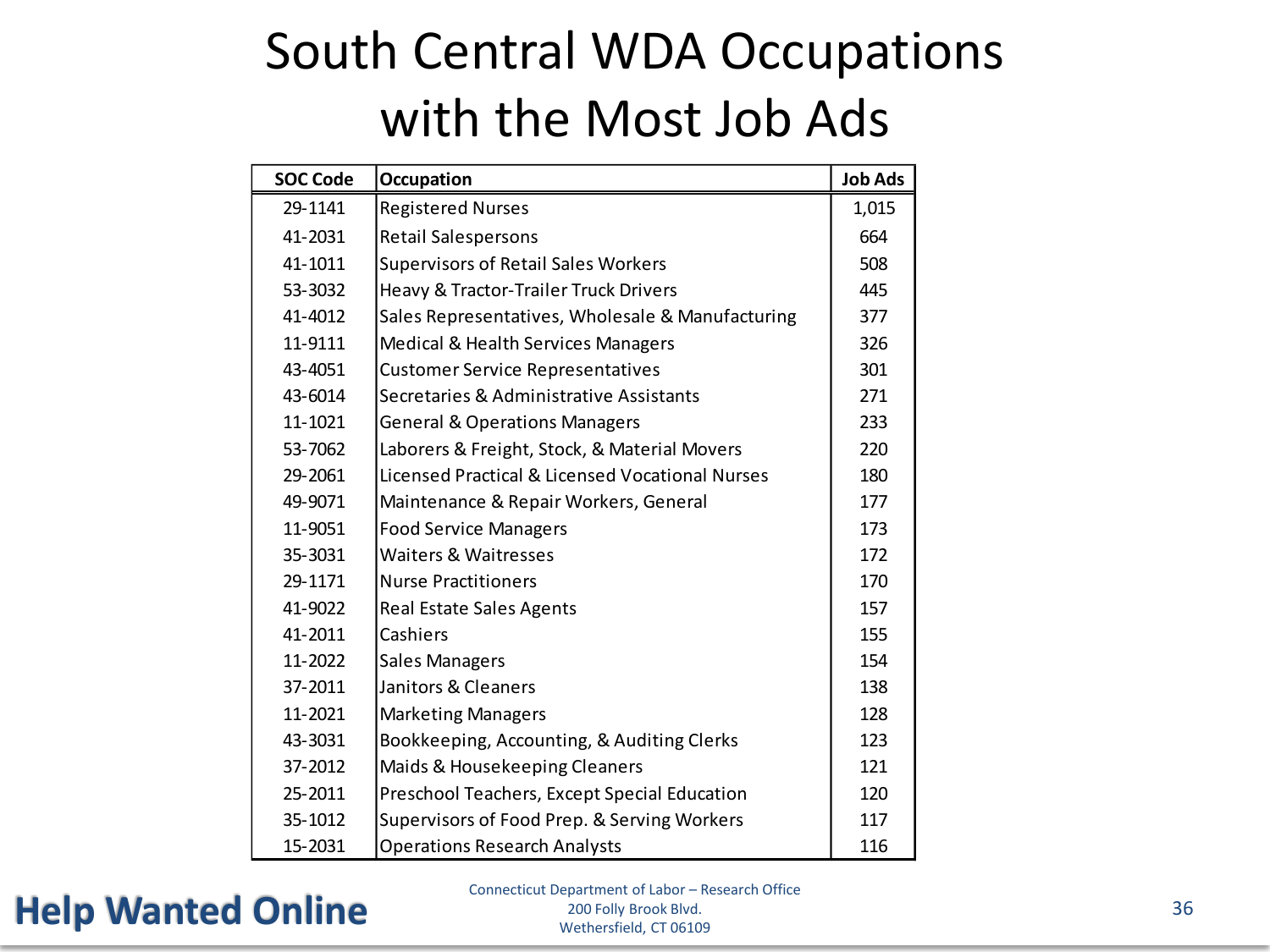# South Central WDA Occupations with the Most Job Ads

| SOC Code | Occupation | Job Ads |
|---|---|---|
| 29-1141 | Registered Nurses | 1,015 |
| 41-2031 | Retail Salespersons | 664 |
| 41-1011 | Supervisors of Retail Sales Workers | 508 |
| 53-3032 | Heavy & Tractor-Trailer Truck Drivers | 445 |
| 41-4012 | Sales Representatives, Wholesale & Manufacturing | 377 |
| 11-9111 | Medical & Health Services Managers | 326 |
| 43-4051 | Customer Service Representatives | 301 |
| 43-6014 | Secretaries & Administrative Assistants | 271 |
| 11-1021 | General & Operations Managers | 233 |
| 53-7062 | Laborers & Freight, Stock, & Material Movers | 220 |
| 29-2061 | Licensed Practical & Licensed Vocational Nurses | 180 |
| 49-9071 | Maintenance & Repair Workers, General | 177 |
| 11-9051 | Food Service Managers | 173 |
| 35-3031 | Waiters & Waitresses | 172 |
| 29-1171 | Nurse Practitioners | 170 |
| 41-9022 | Real Estate Sales Agents | 157 |
| 41-2011 | Cashiers | 155 |
| 11-2022 | Sales Managers | 154 |
| 37-2011 | Janitors & Cleaners | 138 |
| 11-2021 | Marketing Managers | 128 |
| 43-3031 | Bookkeeping, Accounting, & Auditing Clerks | 123 |
| 37-2012 | Maids & Housekeeping Cleaners | 121 |
| 25-2011 | Preschool Teachers, Except Special Education | 120 |
| 35-1012 | Supervisors of Food Prep. & Serving Workers | 117 |
| 15-2031 | Operations Research Analysts | 116 |

**Help Wanted Online**

Connecticut Department of Labor – Research Office
200 Folly Brook Blvd.
Wethersfield, CT 06109